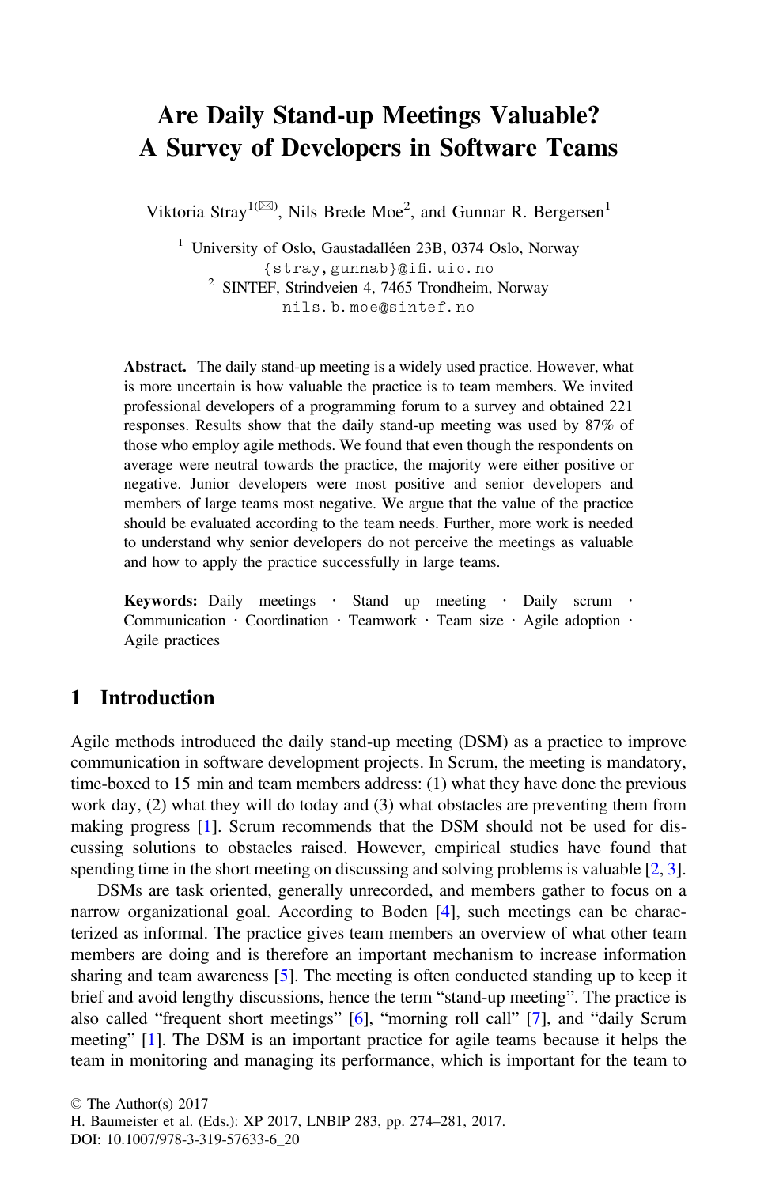# Are Daily Stand-up Meetings Valuable? A Survey of Developers in Software Teams

Viktoria Stray[1(✉)], Nils Brede Moe[2], and Gunnar R. Bergersen[1]

[1] University of Oslo, Gaustadalléen 23B, 0374 Oslo, Norway
{stray, gunnab}@ifi.uio.no

[2] SINTEF, Strindveien 4, 7465 Trondheim, Norway
nils.b.moe@sintef.no

**Abstract.** The daily stand-up meeting is a widely used practice. However, what is more uncertain is how valuable the practice is to team members. We invited professional developers of a programming forum to a survey and obtained 221 responses. Results show that the daily stand-up meeting was used by 87% of those who employ agile methods. We found that even though the respondents on average were neutral towards the practice, the majority were either positive or negative. Junior developers were most positive and senior developers and members of large teams most negative. We argue that the value of the practice should be evaluated according to the team needs. Further, more work is needed to understand why senior developers do not perceive the meetings as valuable and how to apply the practice successfully in large teams.

**Keywords:** Daily meetings · Stand up meeting · Daily scrum · Communication · Coordination · Teamwork · Team size · Agile adoption · Agile practices

## 1 Introduction

Agile methods introduced the daily stand-up meeting (DSM) as a practice to improve communication in software development projects. In Scrum, the meeting is mandatory, time-boxed to 15 min and team members address: (1) what they have done the previous work day, (2) what they will do today and (3) what obstacles are preventing them from making progress [1]. Scrum recommends that the DSM should not be used for discussing solutions to obstacles raised. However, empirical studies have found that spending time in the short meeting on discussing and solving problems is valuable [2, 3].

DSMs are task oriented, generally unrecorded, and members gather to focus on a narrow organizational goal. According to Boden [4], such meetings can be characterized as informal. The practice gives team members an overview of what other team members are doing and is therefore an important mechanism to increase information sharing and team awareness [5]. The meeting is often conducted standing up to keep it brief and avoid lengthy discussions, hence the term "stand-up meeting". The practice is also called "frequent short meetings" [6], "morning roll call" [7], and "daily Scrum meeting" [1]. The DSM is an important practice for agile teams because it helps the team in monitoring and managing its performance, which is important for the team to

© The Author(s) 2017
H. Baumeister et al. (Eds.): XP 2017, LNBIP 283, pp. 274–281, 2017.
DOI: 10.1007/978-3-319-57633-6_20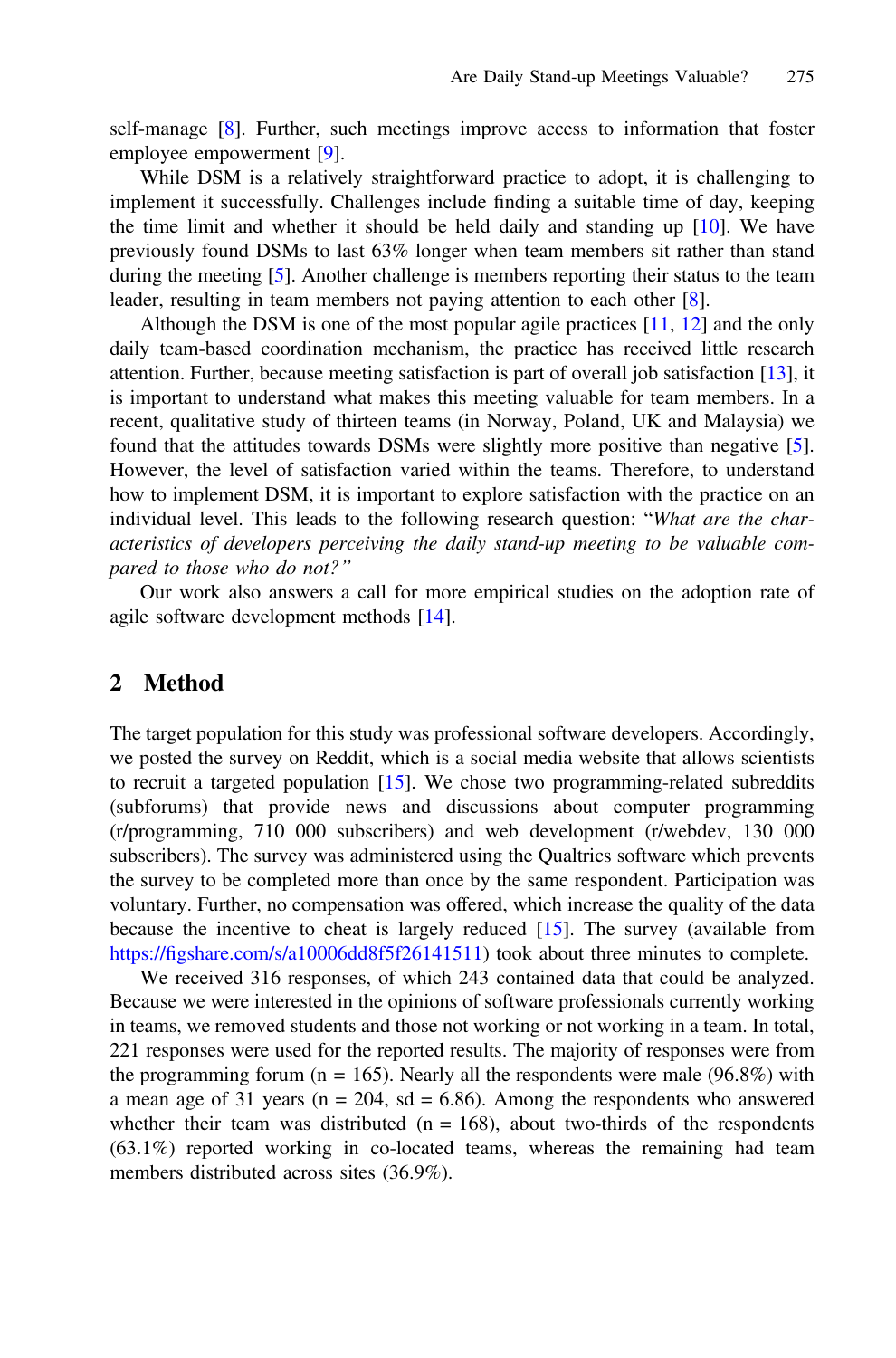self-manage [8]. Further, such meetings improve access to information that foster employee empowerment [9].

While DSM is a relatively straightforward practice to adopt, it is challenging to implement it successfully. Challenges include finding a suitable time of day, keeping the time limit and whether it should be held daily and standing up [10]. We have previously found DSMs to last 63% longer when team members sit rather than stand during the meeting [5]. Another challenge is members reporting their status to the team leader, resulting in team members not paying attention to each other [8].

Although the DSM is one of the most popular agile practices [11, 12] and the only daily team-based coordination mechanism, the practice has received little research attention. Further, because meeting satisfaction is part of overall job satisfaction [13], it is important to understand what makes this meeting valuable for team members. In a recent, qualitative study of thirteen teams (in Norway, Poland, UK and Malaysia) we found that the attitudes towards DSMs were slightly more positive than negative [5]. However, the level of satisfaction varied within the teams. Therefore, to understand how to implement DSM, it is important to explore satisfaction with the practice on an individual level. This leads to the following research question: "*What are the characteristics of developers perceiving the daily stand-up meeting to be valuable compared to those who do not?*"

Our work also answers a call for more empirical studies on the adoption rate of agile software development methods [14].

## 2 Method

The target population for this study was professional software developers. Accordingly, we posted the survey on Reddit, which is a social media website that allows scientists to recruit a targeted population [15]. We chose two programming-related subreddits (subforums) that provide news and discussions about computer programming (r/programming, 710 000 subscribers) and web development (r/webdev, 130 000 subscribers). The survey was administered using the Qualtrics software which prevents the survey to be completed more than once by the same respondent. Participation was voluntary. Further, no compensation was offered, which increase the quality of the data because the incentive to cheat is largely reduced [15]. The survey (available from https://figshare.com/s/a10006dd8f5f26141511) took about three minutes to complete.

We received 316 responses, of which 243 contained data that could be analyzed. Because we were interested in the opinions of software professionals currently working in teams, we removed students and those not working or not working in a team. In total, 221 responses were used for the reported results. The majority of responses were from the programming forum (n = 165). Nearly all the respondents were male (96.8%) with a mean age of 31 years (n = 204, sd = 6.86). Among the respondents who answered whether their team was distributed (n = 168), about two-thirds of the respondents (63.1%) reported working in co-located teams, whereas the remaining had team members distributed across sites (36.9%).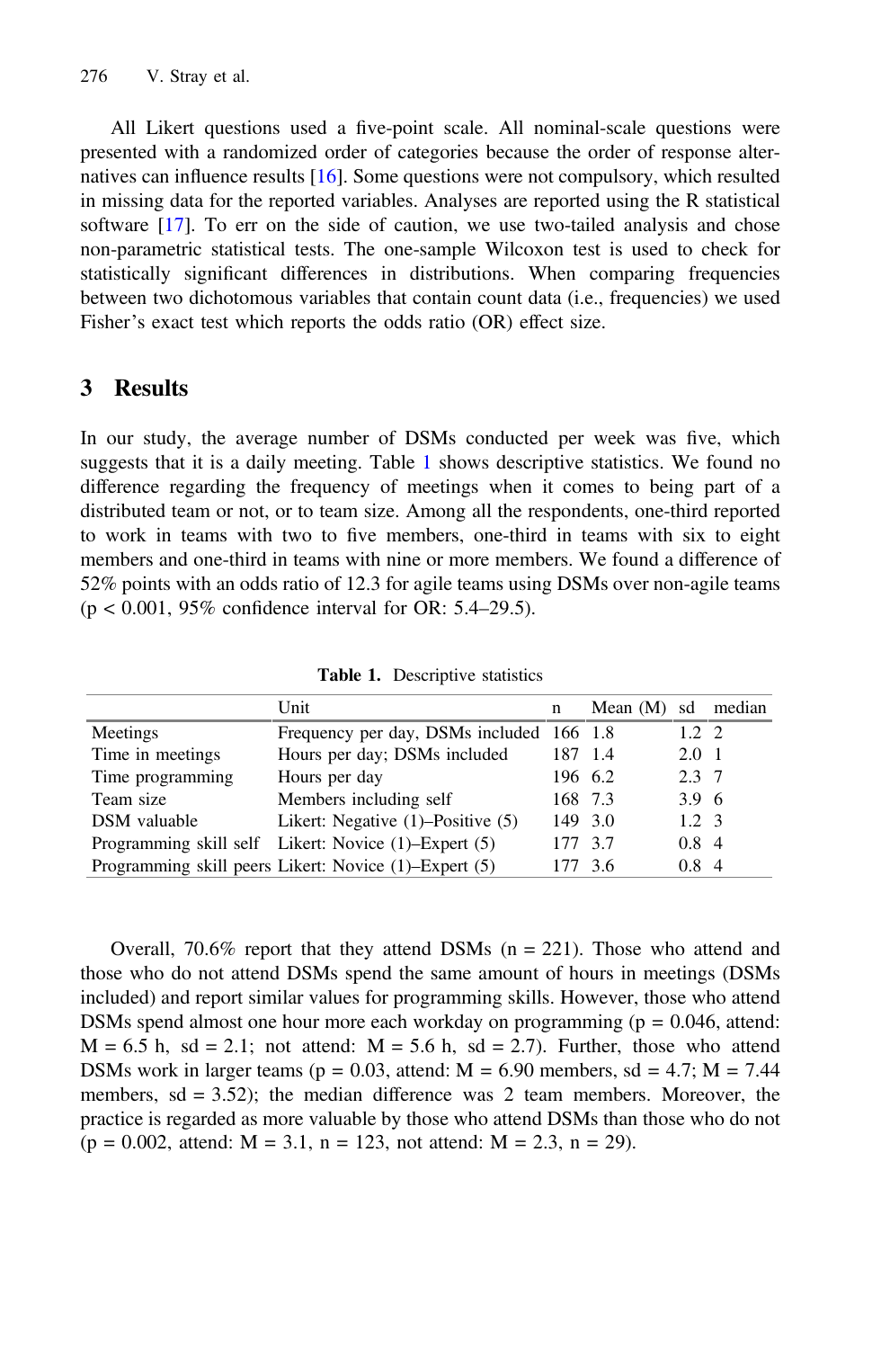All Likert questions used a five-point scale. All nominal-scale questions were presented with a randomized order of categories because the order of response alternatives can influence results [16]. Some questions were not compulsory, which resulted in missing data for the reported variables. Analyses are reported using the R statistical software [17]. To err on the side of caution, we use two-tailed analysis and chose non-parametric statistical tests. The one-sample Wilcoxon test is used to check for statistically significant differences in distributions. When comparing frequencies between two dichotomous variables that contain count data (i.e., frequencies) we used Fisher's exact test which reports the odds ratio (OR) effect size.

## 3 Results

In our study, the average number of DSMs conducted per week was five, which suggests that it is a daily meeting. Table 1 shows descriptive statistics. We found no difference regarding the frequency of meetings when it comes to being part of a distributed team or not, or to team size. Among all the respondents, one-third reported to work in teams with two to five members, one-third in teams with six to eight members and one-third in teams with nine or more members. We found a difference of 52% points with an odds ratio of 12.3 for agile teams using DSMs over non-agile teams ($p < 0.001$, 95% confidence interval for OR: 5.4–29.5).

**Table 1.** Descriptive statistics

| | Unit | n | Mean (M) | sd | median |
|---|---|---|---|---|---|
| Meetings | Frequency per day, DSMs included | 166 | 1.8 | 1.2 | 2 |
| Time in meetings | Hours per day; DSMs included | 187 | 1.4 | 2.0 | 1 |
| Time programming | Hours per day | 196 | 6.2 | 2.3 | 7 |
| Team size | Members including self | 168 | 7.3 | 3.9 | 6 |
| DSM valuable | Likert: Negative (1)–Positive (5) | 149 | 3.0 | 1.2 | 3 |
| Programming skill self | Likert: Novice (1)–Expert (5) | 177 | 3.7 | 0.8 | 4 |
| Programming skill peers | Likert: Novice (1)–Expert (5) | 177 | 3.6 | 0.8 | 4 |

Overall, 70.6% report that they attend DSMs ($n = 221$). Those who attend and those who do not attend DSMs spend the same amount of hours in meetings (DSMs included) and report similar values for programming skills. However, those who attend DSMs spend almost one hour more each workday on programming ($p = 0.046$, attend: $M = 6.5$ h, $sd = 2.1$; not attend: $M = 5.6$ h, $sd = 2.7$). Further, those who attend DSMs work in larger teams ($p = 0.03$, attend: $M = 6.90$ members, $sd = 4.7$; $M = 7.44$ members, $sd = 3.52$); the median difference was 2 team members. Moreover, the practice is regarded as more valuable by those who attend DSMs than those who do not ($p = 0.002$, attend: $M = 3.1$, $n = 123$, not attend: $M = 2.3$, $n = 29$).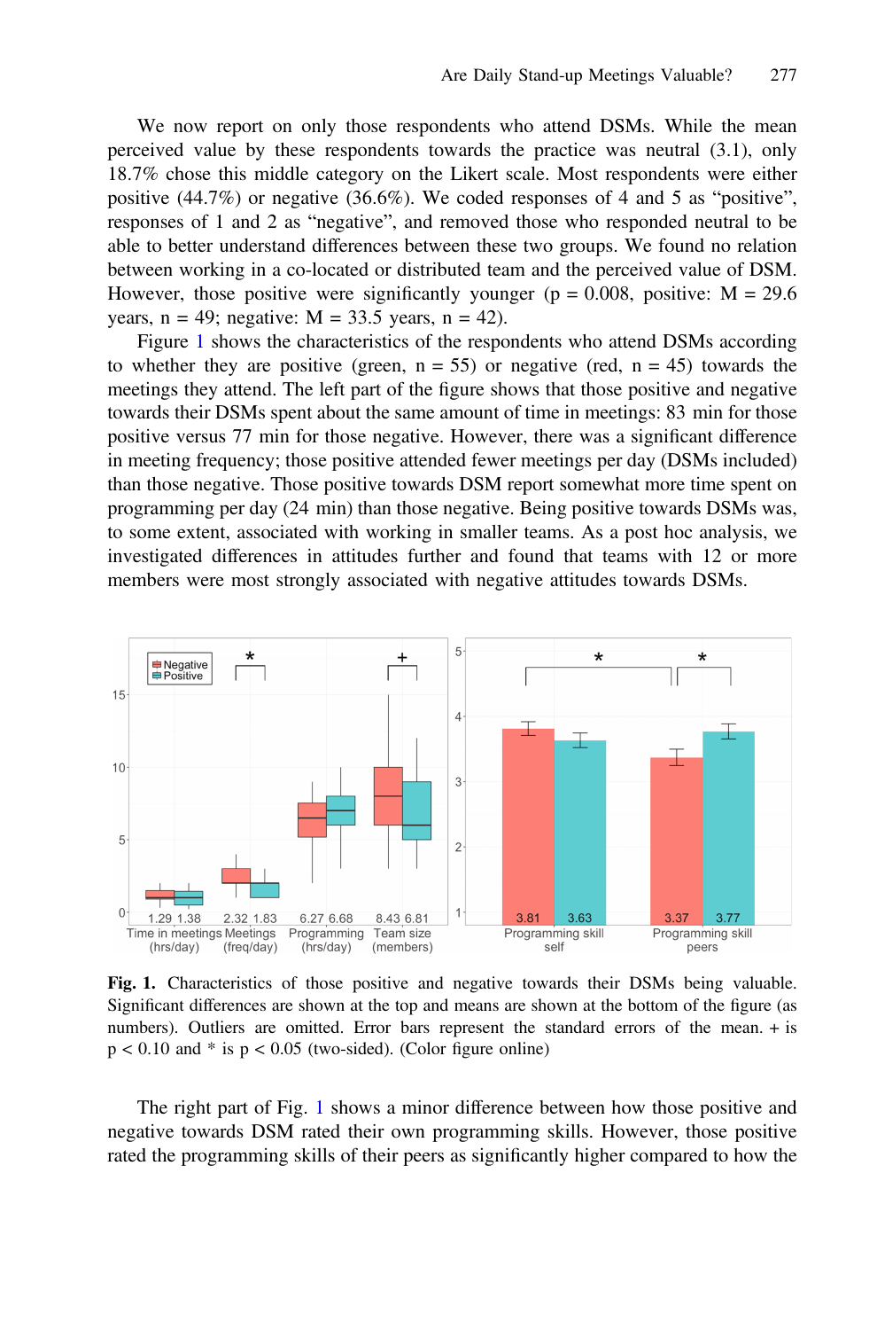We now report on only those respondents who attend DSMs. While the mean perceived value by these respondents towards the practice was neutral (3.1), only 18.7% chose this middle category on the Likert scale. Most respondents were either positive (44.7%) or negative (36.6%). We coded responses of 4 and 5 as "positive", responses of 1 and 2 as "negative", and removed those who responded neutral to be able to better understand differences between these two groups. We found no relation between working in a co-located or distributed team and the perceived value of DSM. However, those positive were significantly younger ($p = 0.008$, positive: $M = 29.6$ years, $n = 49$; negative: $M = 33.5$ years, $n = 42$).

Figure 1 shows the characteristics of the respondents who attend DSMs according to whether they are positive (green, $n = 55$) or negative (red, $n = 45$) towards the meetings they attend. The left part of the figure shows that those positive and negative towards their DSMs spent about the same amount of time in meetings: 83 min for those positive versus 77 min for those negative. However, there was a significant difference in meeting frequency; those positive attended fewer meetings per day (DSMs included) than those negative. Those positive towards DSM report somewhat more time spent on programming per day (24 min) than those negative. Being positive towards DSMs was, to some extent, associated with working in smaller teams. As a post hoc analysis, we investigated differences in attitudes further and found that teams with 12 or more members were most strongly associated with negative attitudes towards DSMs.

**Fig. 1.** Characteristics of those positive and negative towards their DSMs being valuable. Significant differences are shown at the top and means are shown at the bottom of the figure (as numbers). Outliers are omitted. Error bars represent the standard errors of the mean. + is $p < 0.10$ and * is $p < 0.05$ (two-sided). (Color figure online)

The right part of Fig. 1 shows a minor difference between how those positive and negative towards DSM rated their own programming skills. However, those positive rated the programming skills of their peers as significantly higher compared to how the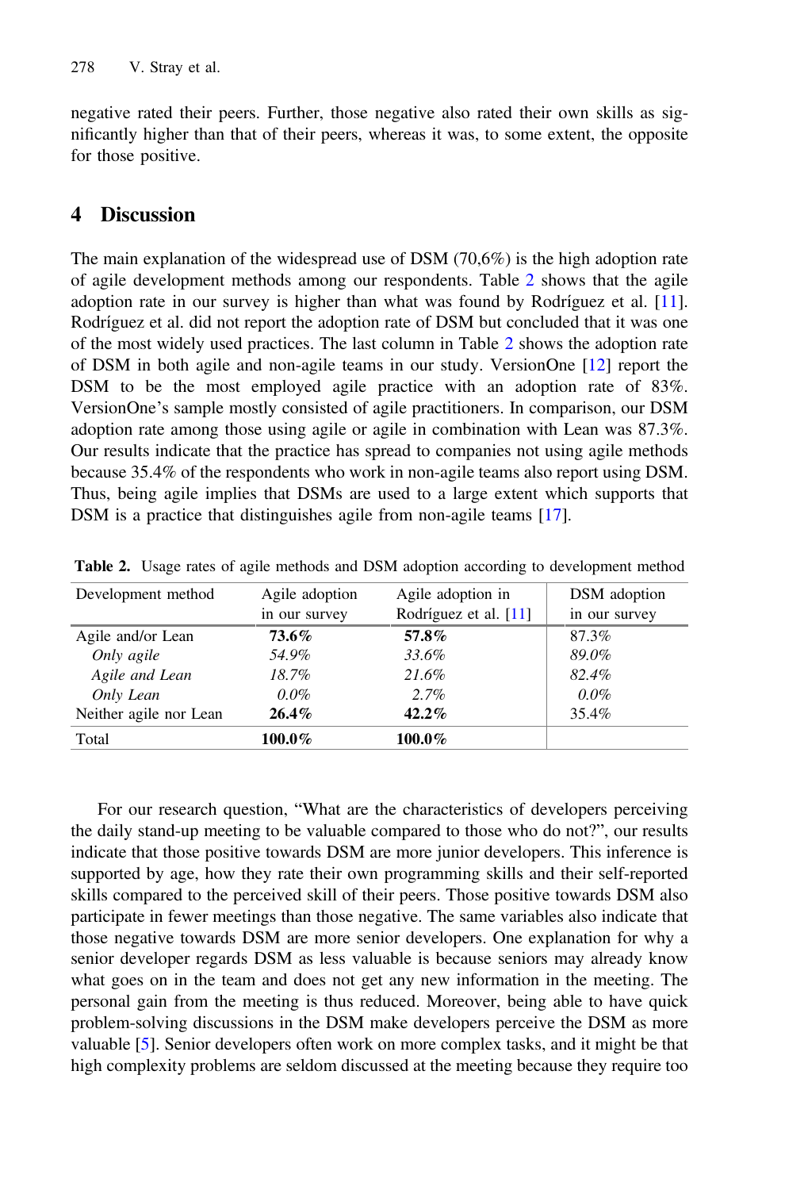negative rated their peers. Further, those negative also rated their own skills as significantly higher than that of their peers, whereas it was, to some extent, the opposite for those positive.

## 4 Discussion

The main explanation of the widespread use of DSM (70,6%) is the high adoption rate of agile development methods among our respondents. Table 2 shows that the agile adoption rate in our survey is higher than what was found by Rodríguez et al. [11]. Rodríguez et al. did not report the adoption rate of DSM but concluded that it was one of the most widely used practices. The last column in Table 2 shows the adoption rate of DSM in both agile and non-agile teams in our study. VersionOne [12] report the DSM to be the most employed agile practice with an adoption rate of 83%. VersionOne's sample mostly consisted of agile practitioners. In comparison, our DSM adoption rate among those using agile or agile in combination with Lean was 87.3%. Our results indicate that the practice has spread to companies not using agile methods because 35.4% of the respondents who work in non-agile teams also report using DSM. Thus, being agile implies that DSMs are used to a large extent which supports that DSM is a practice that distinguishes agile from non-agile teams [17].

**Table 2.** Usage rates of agile methods and DSM adoption according to development method

| Development method | Agile adoption in our survey | Agile adoption in Rodríguez et al. [11] | DSM adoption in our survey |
|---|---|---|---|
| Agile and/or Lean | **73.6%** | **57.8%** | 87.3% |
| *Only agile* | *54.9%* | *33.6%* | *89.0%* |
| *Agile and Lean* | *18.7%* | *21.6%* | *82.4%* |
| *Only Lean* | *0.0%* | *2.7%* | *0.0%* |
| Neither agile nor Lean | **26.4%** | **42.2%** | 35.4% |
| Total | **100.0%** | **100.0%** | |

For our research question, "What are the characteristics of developers perceiving the daily stand-up meeting to be valuable compared to those who do not?", our results indicate that those positive towards DSM are more junior developers. This inference is supported by age, how they rate their own programming skills and their self-reported skills compared to the perceived skill of their peers. Those positive towards DSM also participate in fewer meetings than those negative. The same variables also indicate that those negative towards DSM are more senior developers. One explanation for why a senior developer regards DSM as less valuable is because seniors may already know what goes on in the team and does not get any new information in the meeting. The personal gain from the meeting is thus reduced. Moreover, being able to have quick problem-solving discussions in the DSM make developers perceive the DSM as more valuable [5]. Senior developers often work on more complex tasks, and it might be that high complexity problems are seldom discussed at the meeting because they require too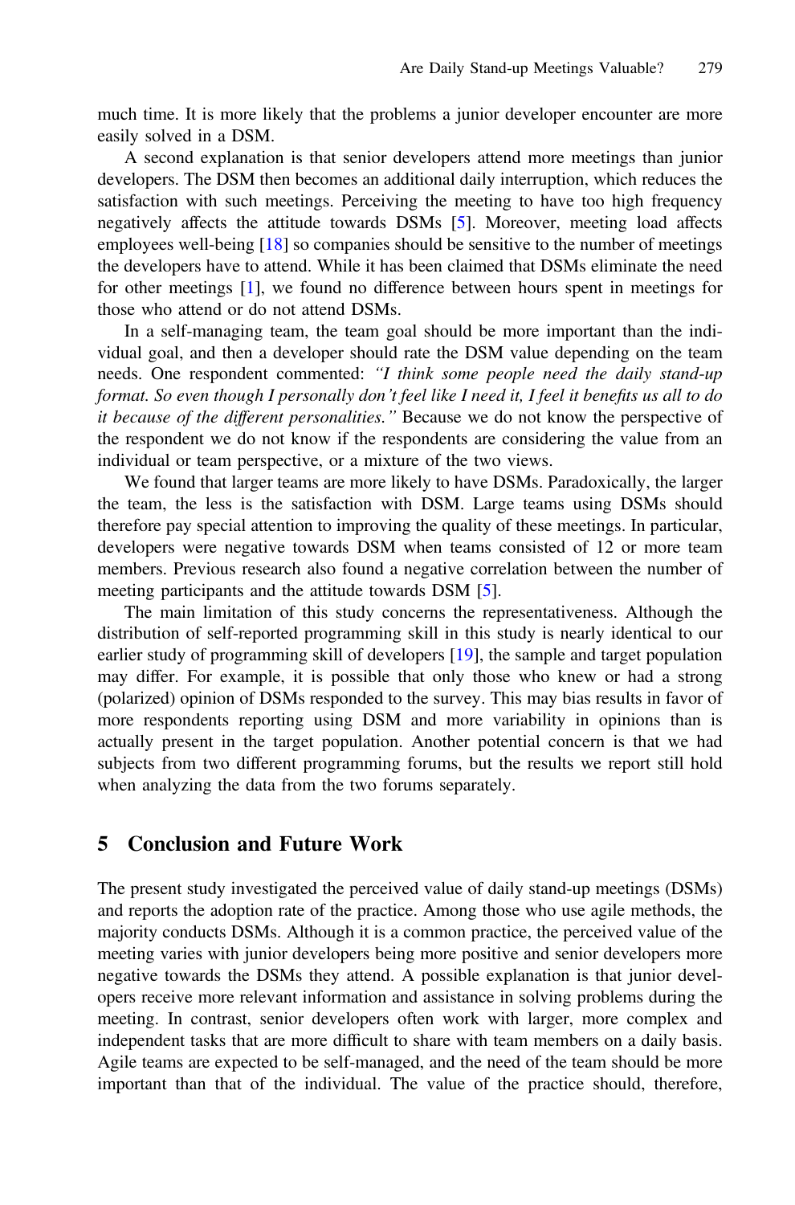much time. It is more likely that the problems a junior developer encounter are more easily solved in a DSM.

A second explanation is that senior developers attend more meetings than junior developers. The DSM then becomes an additional daily interruption, which reduces the satisfaction with such meetings. Perceiving the meeting to have too high frequency negatively affects the attitude towards DSMs [5]. Moreover, meeting load affects employees well-being [18] so companies should be sensitive to the number of meetings the developers have to attend. While it has been claimed that DSMs eliminate the need for other meetings [1], we found no difference between hours spent in meetings for those who attend or do not attend DSMs.

In a self-managing team, the team goal should be more important than the individual goal, and then a developer should rate the DSM value depending on the team needs. One respondent commented: *"I think some people need the daily stand-up format. So even though I personally don't feel like I need it, I feel it benefits us all to do it because of the different personalities."* Because we do not know the perspective of the respondent we do not know if the respondents are considering the value from an individual or team perspective, or a mixture of the two views.

We found that larger teams are more likely to have DSMs. Paradoxically, the larger the team, the less is the satisfaction with DSM. Large teams using DSMs should therefore pay special attention to improving the quality of these meetings. In particular, developers were negative towards DSM when teams consisted of 12 or more team members. Previous research also found a negative correlation between the number of meeting participants and the attitude towards DSM [5].

The main limitation of this study concerns the representativeness. Although the distribution of self-reported programming skill in this study is nearly identical to our earlier study of programming skill of developers [19], the sample and target population may differ. For example, it is possible that only those who knew or had a strong (polarized) opinion of DSMs responded to the survey. This may bias results in favor of more respondents reporting using DSM and more variability in opinions than is actually present in the target population. Another potential concern is that we had subjects from two different programming forums, but the results we report still hold when analyzing the data from the two forums separately.

## 5 Conclusion and Future Work

The present study investigated the perceived value of daily stand-up meetings (DSMs) and reports the adoption rate of the practice. Among those who use agile methods, the majority conducts DSMs. Although it is a common practice, the perceived value of the meeting varies with junior developers being more positive and senior developers more negative towards the DSMs they attend. A possible explanation is that junior developers receive more relevant information and assistance in solving problems during the meeting. In contrast, senior developers often work with larger, more complex and independent tasks that are more difficult to share with team members on a daily basis. Agile teams are expected to be self-managed, and the need of the team should be more important than that of the individual. The value of the practice should, therefore,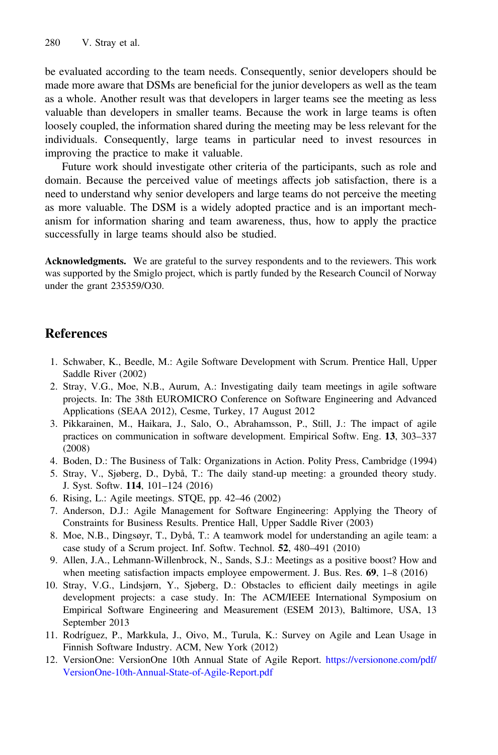be evaluated according to the team needs. Consequently, senior developers should be made more aware that DSMs are beneficial for the junior developers as well as the team as a whole. Another result was that developers in larger teams see the meeting as less valuable than developers in smaller teams. Because the work in large teams is often loosely coupled, the information shared during the meeting may be less relevant for the individuals. Consequently, large teams in particular need to invest resources in improving the practice to make it valuable.

Future work should investigate other criteria of the participants, such as role and domain. Because the perceived value of meetings affects job satisfaction, there is a need to understand why senior developers and large teams do not perceive the meeting as more valuable. The DSM is a widely adopted practice and is an important mechanism for information sharing and team awareness, thus, how to apply the practice successfully in large teams should also be studied.

**Acknowledgments.** We are grateful to the survey respondents and to the reviewers. This work was supported by the Smiglo project, which is partly funded by the Research Council of Norway under the grant 235359/O30.

## References

1. Schwaber, K., Beedle, M.: Agile Software Development with Scrum. Prentice Hall, Upper Saddle River (2002)
2. Stray, V.G., Moe, N.B., Aurum, A.: Investigating daily team meetings in agile software projects. In: The 38th EUROMICRO Conference on Software Engineering and Advanced Applications (SEAA 2012), Cesme, Turkey, 17 August 2012
3. Pikkarainen, M., Haikara, J., Salo, O., Abrahamsson, P., Still, J.: The impact of agile practices on communication in software development. Empirical Softw. Eng. **13**, 303–337 (2008)
4. Boden, D.: The Business of Talk: Organizations in Action. Polity Press, Cambridge (1994)
5. Stray, V., Sjøberg, D., Dybå, T.: The daily stand-up meeting: a grounded theory study. J. Syst. Softw. **114**, 101–124 (2016)
6. Rising, L.: Agile meetings. STQE, pp. 42–46 (2002)
7. Anderson, D.J.: Agile Management for Software Engineering: Applying the Theory of Constraints for Business Results. Prentice Hall, Upper Saddle River (2003)
8. Moe, N.B., Dingsøyr, T., Dybå, T.: A teamwork model for understanding an agile team: a case study of a Scrum project. Inf. Softw. Technol. **52**, 480–491 (2010)
9. Allen, J.A., Lehmann-Willenbrock, N., Sands, S.J.: Meetings as a positive boost? How and when meeting satisfaction impacts employee empowerment. J. Bus. Res. **69**, 1–8 (2016)
10. Stray, V.G., Lindsjørn, Y., Sjøberg, D.: Obstacles to efficient daily meetings in agile development projects: a case study. In: The ACM/IEEE International Symposium on Empirical Software Engineering and Measurement (ESEM 2013), Baltimore, USA, 13 September 2013
11. Rodríguez, P., Markkula, J., Oivo, M., Turula, K.: Survey on Agile and Lean Usage in Finnish Software Industry. ACM, New York (2012)
12. VersionOne: VersionOne 10th Annual State of Agile Report. https://versionone.com/pdf/VersionOne-10th-Annual-State-of-Agile-Report.pdf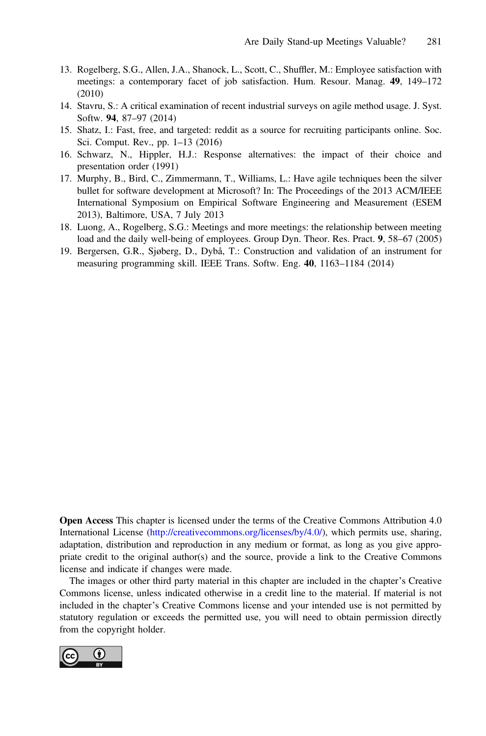13. Rogelberg, S.G., Allen, J.A., Shanock, L., Scott, C., Shuffler, M.: Employee satisfaction with meetings: a contemporary facet of job satisfaction. Hum. Resour. Manag. **49**, 149–172 (2010)
14. Stavru, S.: A critical examination of recent industrial surveys on agile method usage. J. Syst. Softw. **94**, 87–97 (2014)
15. Shatz, I.: Fast, free, and targeted: reddit as a source for recruiting participants online. Soc. Sci. Comput. Rev., pp. 1–13 (2016)
16. Schwarz, N., Hippler, H.J.: Response alternatives: the impact of their choice and presentation order (1991)
17. Murphy, B., Bird, C., Zimmermann, T., Williams, L.: Have agile techniques been the silver bullet for software development at Microsoft? In: The Proceedings of the 2013 ACM/IEEE International Symposium on Empirical Software Engineering and Measurement (ESEM 2013), Baltimore, USA, 7 July 2013
18. Luong, A., Rogelberg, S.G.: Meetings and more meetings: the relationship between meeting load and the daily well-being of employees. Group Dyn. Theor. Res. Pract. **9**, 58–67 (2005)
19. Bergersen, G.R., Sjøberg, D., Dybå, T.: Construction and validation of an instrument for measuring programming skill. IEEE Trans. Softw. Eng. **40**, 1163–1184 (2014)

**Open Access** This chapter is licensed under the terms of the Creative Commons Attribution 4.0 International License (http://creativecommons.org/licenses/by/4.0/), which permits use, sharing, adaptation, distribution and reproduction in any medium or format, as long as you give appropriate credit to the original author(s) and the source, provide a link to the Creative Commons license and indicate if changes were made.

The images or other third party material in this chapter are included in the chapter's Creative Commons license, unless indicated otherwise in a credit line to the material. If material is not included in the chapter's Creative Commons license and your intended use is not permitted by statutory regulation or exceeds the permitted use, you will need to obtain permission directly from the copyright holder.